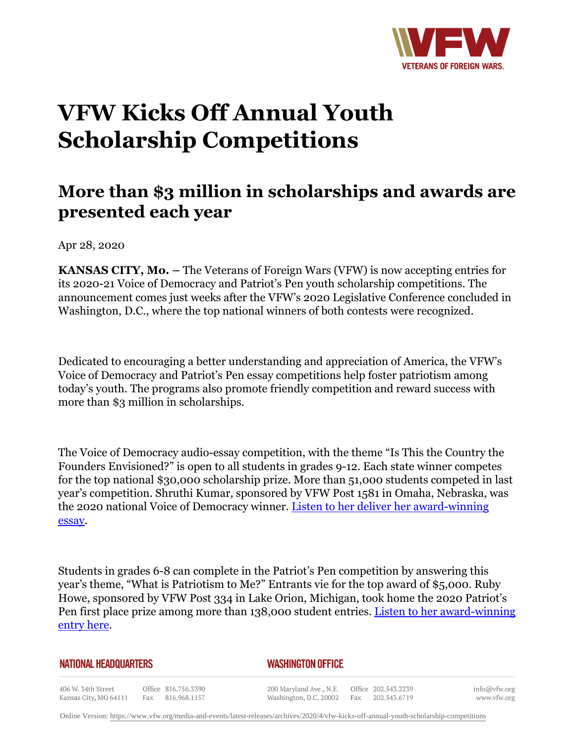# VFW Kicks Off Annual Youth Scholarship Competitions

## More than $3 million in scholarships and awards are presented each year

Apr 28, 2020

**KANSAS CITY, Mo.** – The Veterans of Foreign Wars (VFW) is now accepting entries for its 2020-21 Voice of Democracy and Patriot's Pen youth scholarship competitions. The announcement comes just weeks after the VFW's 2020 Legislative Conference concluded in Washington, D.C., where the top national winners of both contests were recognized.

Dedicated to encouraging a better understanding and appreciation of America, the VFW's Voice of Democracy and Patriot's Pen essay competitions help foster patriotism among today's youth. The programs also promote friendly competition and reward success with more than $3 million in scholarships.

The Voice of Democracy audio-essay competition, with the theme "Is This the Country the Founders Envisioned?" is open to all students in grades 9-12. Each state winner competes for the top national $30,000 scholarship prize. More than 51,000 students competed in last year's competition. Shruthi Kumar, sponsored by VFW Post 1581 in Omaha, Nebraska, was the 2020 national Voice of Democracy winner. Listen to her deliver her award-winning essay.

Students in grades 6-8 can complete in the Patriot's Pen competition by answering this year's theme, "What is Patriotism to Me?" Entrants vie for the top award of $5,000. Ruby Howe, sponsored by VFW Post 334 in Lake Orion, Michigan, took home the 2020 Patriot's Pen first place prize among more than 138,000 student entries. Listen to her award-winning entry here.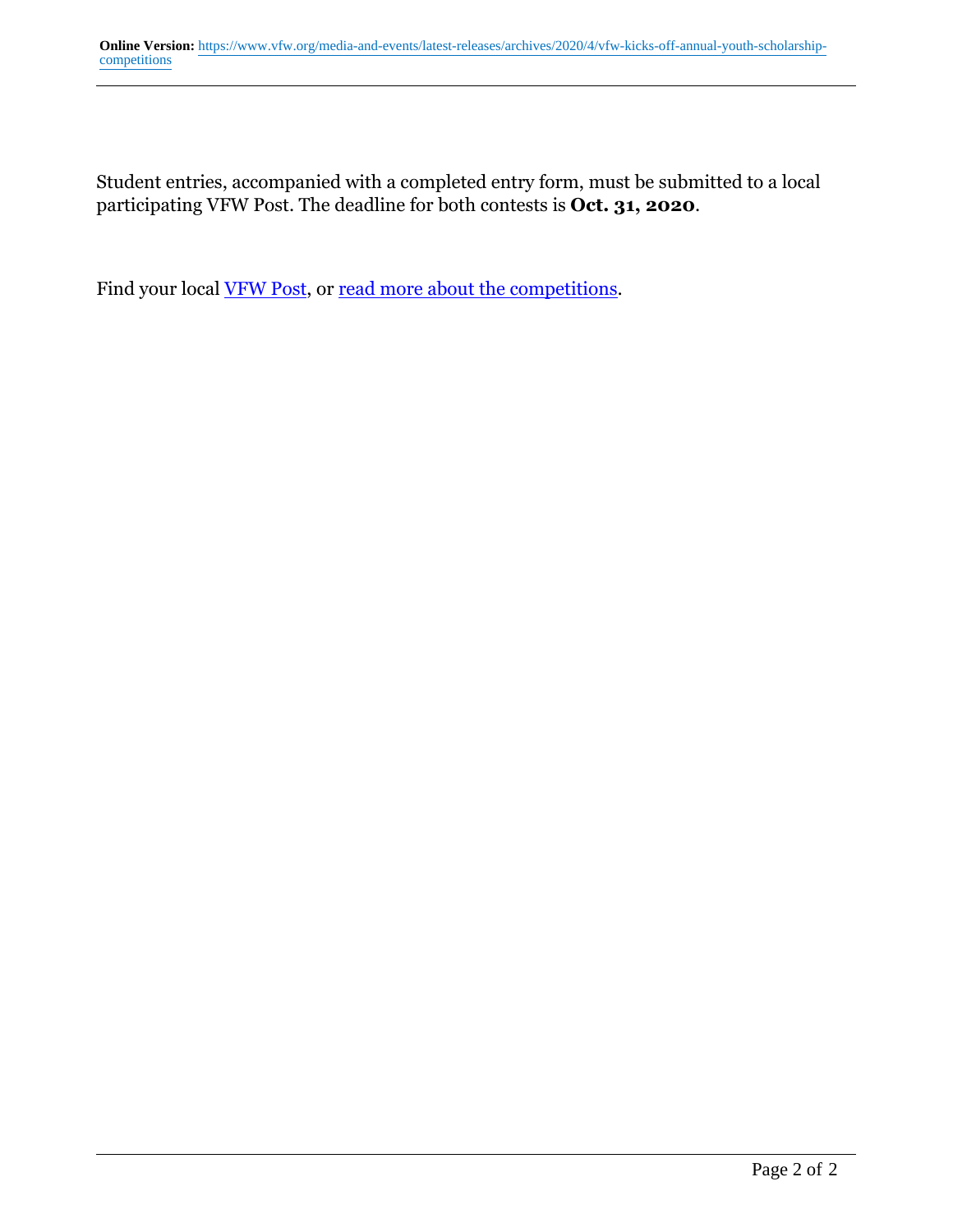Student entries, accompanied with a completed entry form, must be submitted to a local participating VFW Post. The deadline for both contests is **Oct. 31, 2020**.

Find your local VFW Post, or read more about the competitions.